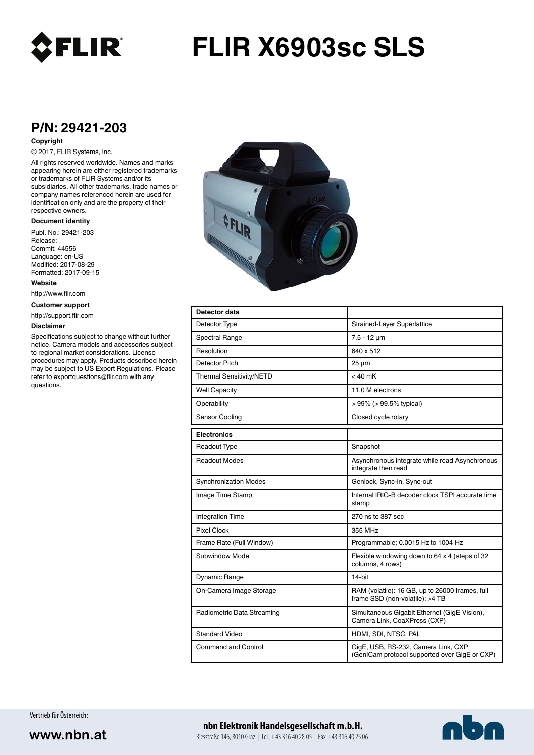# FLIR X6903sc SLS

## P/N: 29421-203

**Copyright**

© 2017, FLIR Systems, Inc.

All rights reserved worldwide. Names and marks appearing herein are either registered trademarks or trademarks of FLIR Systems and/or its subsidiaries. All other trademarks, trade names or company names referenced herein are used for identification only and are the property of their respective owners.

**Document identity**

Publ. No.: 29421-203
Release:
Commit: 44556
Language: en-US
Modified: 2017-08-29
Formatted: 2017-09-15

**Website**

http://www.flir.com

**Customer support**

http://support.flir.com

**Disclaimer**

Specifications subject to change without further notice. Camera models and accessories subject to regional market considerations. License procedures may apply. Products described herein may be subject to US Export Regulations. Please refer to exportquestions@flir.com with any questions.

| **Detector data** | |
| --- | --- |
| Detector Type | Strained-Layer Superlattice |
| Spectral Range | 7.5 - 12 µm |
| Resolution | 640 x 512 |
| Detector Pitch | 25 µm |
| Thermal Sensitivity/NETD | < 40 mK |
| Well Capacity | 11.0 M electrons |
| Operability | > 99% (> 99.5% typical) |
| Sensor Cooling | Closed cycle rotary |

| **Electronics** | |
| --- | --- |
| Readout Type | Snapshot |
| Readout Modes | Asynchronous integrate while read Asynchronous integrate then read |
| Synchronization Modes | Genlock, Sync-in, Sync-out |
| Image Time Stamp | Internal IRIG-B decoder clock TSPI accurate time stamp |
| Integration Time | 270 ns to 387 sec |
| Pixel Clock | 355 MHz |
| Frame Rate (Full Window) | Programmable; 0.0015 Hz to 1004 Hz |
| Subwindow Mode | Flexible windowing down to 64 x 4 (steps of 32 columns, 4 rows) |
| Dynamic Range | 14-bit |
| On-Camera Image Storage | RAM (volatile): 16 GB, up to 26000 frames, full frame SSD (non-volatile): >4 TB |
| Radiometric Data Streaming | Simultaneous Gigabit Ethernet (GigE Vision), Camera Link, CoaXPress (CXP) |
| Standard Video | HDMI, SDI, NTSC, PAL |
| Command and Control | GigE, USB, RS-232, Camera Link, CXP (GenICam protocol supported over GigE or CXP) |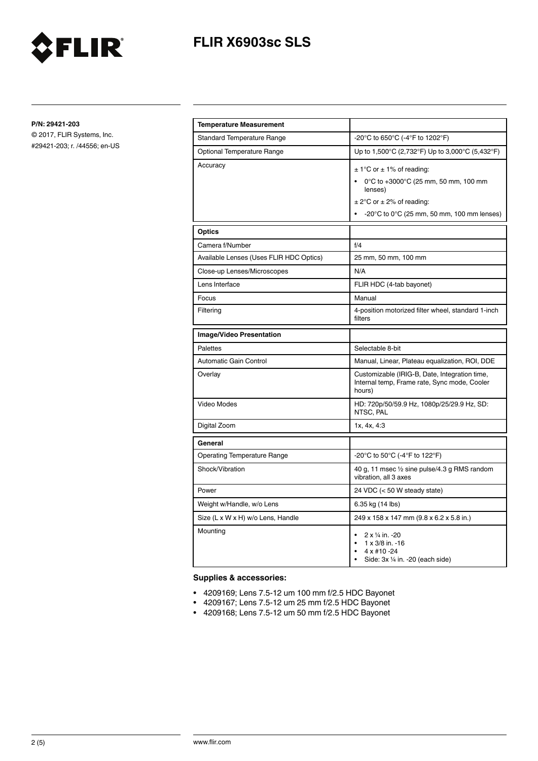# FLIR X6903sc SLS

**P/N: 29421-203**

© 2017, FLIR Systems, Inc.

#29421-203; r. /44556; en-US

| **Temperature Measurement** | |
|---|---|
| Standard Temperature Range | -20°C to 650°C (-4°F to 1202°F) |
| Optional Temperature Range | Up to 1,500°C (2,732°F) Up to 3,000°C (5,432°F) |
| Accuracy | ± 1°C or ± 1% of reading:<br>• 0°C to +3000°C (25 mm, 50 mm, 100 mm lenses)<br>± 2°C or ± 2% of reading:<br>• -20°C to 0°C (25 mm, 50 mm, 100 mm lenses) |

| **Optics** | |
|---|---|
| Camera f/Number | f/4 |
| Available Lenses (Uses FLIR HDC Optics) | 25 mm, 50 mm, 100 mm |
| Close-up Lenses/Microscopes | N/A |
| Lens Interface | FLIR HDC (4-tab bayonet) |
| Focus | Manual |
| Filtering | 4-position motorized filter wheel, standard 1-inch filters |

| **Image/Video Presentation** | |
|---|---|
| Palettes | Selectable 8-bit |
| Automatic Gain Control | Manual, Linear, Plateau equalization, ROI, DDE |
| Overlay | Customizable (IRIG-B, Date, Integration time, Internal temp, Frame rate, Sync mode, Cooler hours) |
| Video Modes | HD: 720p/50/59.9 Hz, 1080p/25/29.9 Hz, SD: NTSC, PAL |
| Digital Zoom | 1x, 4x, 4:3 |

| **General** | |
|---|---|
| Operating Temperature Range | -20°C to 50°C (-4°F to 122°F) |
| Shock/Vibration | 40 g, 11 msec ½ sine pulse/4.3 g RMS random vibration, all 3 axes |
| Power | 24 VDC (< 50 W steady state) |
| Weight w/Handle, w/o Lens | 6.35 kg (14 lbs) |
| Size (L x W x H) w/o Lens, Handle | 249 x 158 x 147 mm (9.8 x 6.2 x 5.8 in.) |
| Mounting | • 2 x ¼ in. -20<br>• 1 x 3/8 in. -16<br>• 4 x #10 -24<br>• Side: 3x ¼ in. -20 (each side) |

**Supplies & accessories:**

- 4209169; Lens 7.5-12 um 100 mm f/2.5 HDC Bayonet
- 4209167; Lens 7.5-12 um 25 mm f/2.5 HDC Bayonet
- 4209168; Lens 7.5-12 um 50 mm f/2.5 HDC Bayonet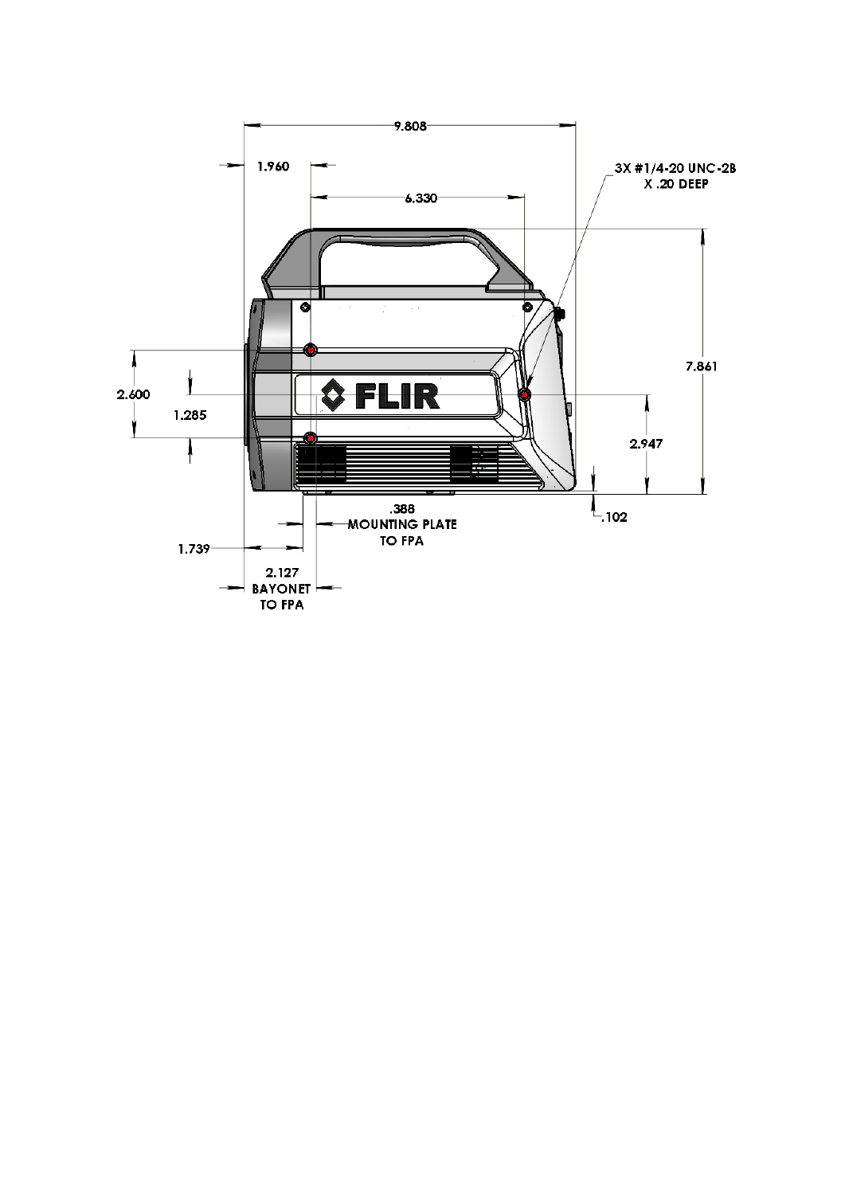9.808

1.960

6.330

3X #1/4-20 UNC-2B X .20 DEEP

7.861

2.600

1.285

FLIR

2.947

.102

.388 MOUNTING PLATE TO FPA

1.739

2.127 BAYONET TO FPA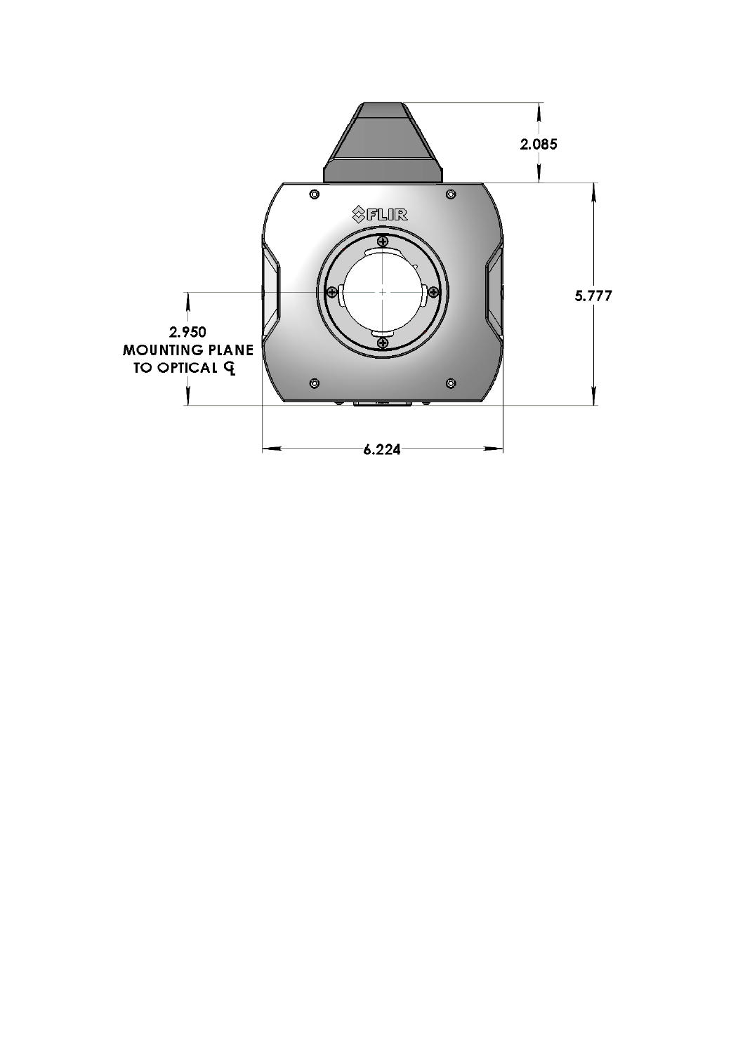2.085

5.777

2.950
MOUNTING PLANE
TO OPTICAL ℄

6.224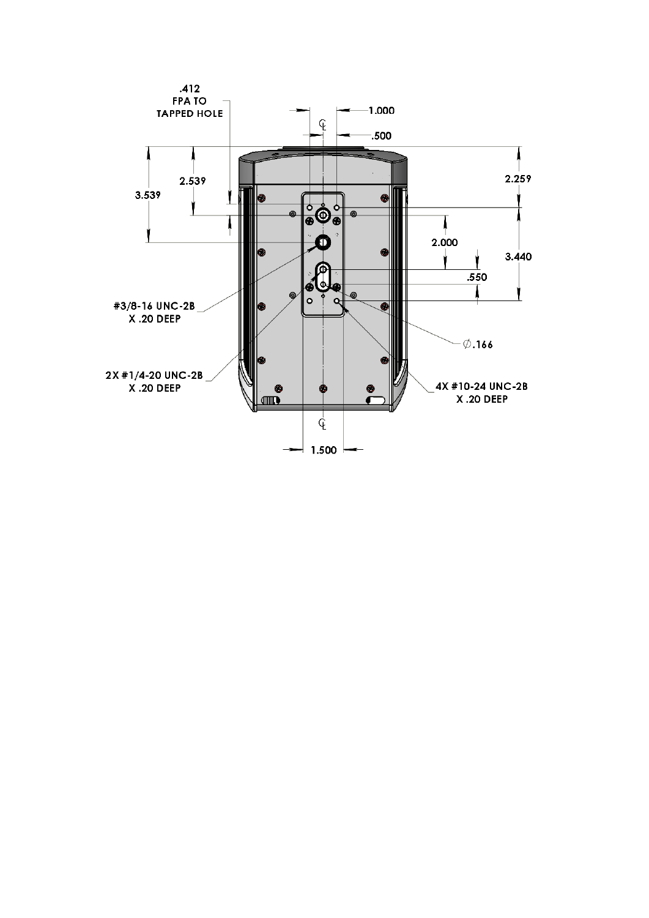.412
FPA TO
TAPPED HOLE

1.000

.500

2.539

3.539

2.259

2.000

3.440

.550

#3/8-16 UNC-2B
X .20 DEEP

⌀.166

2X #1/4-20 UNC-2B
X .20 DEEP

4X #10-24 UNC-2B
X .20 DEEP

1.500